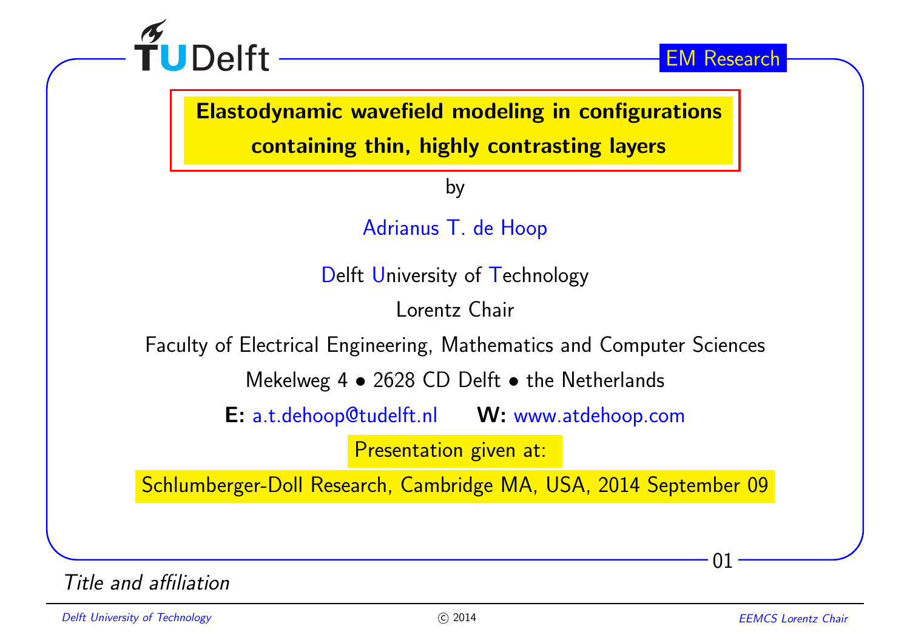# Elastodynamic wavefield modeling in configurations containing thin, highly contrasting layers

by

Adrianus T. de Hoop

Delft University of Technology

Lorentz Chair

Faculty of Electrical Engineering, Mathematics and Computer Sciences

Mekelweg 4 • 2628 CD Delft • the Netherlands

**E:** a.t.dehoop@tudelft.nl **W:** www.atdehoop.com

Presentation given at:

Schlumberger-Doll Research, Cambridge MA, USA, 2014 September 09

*Title and affiliation*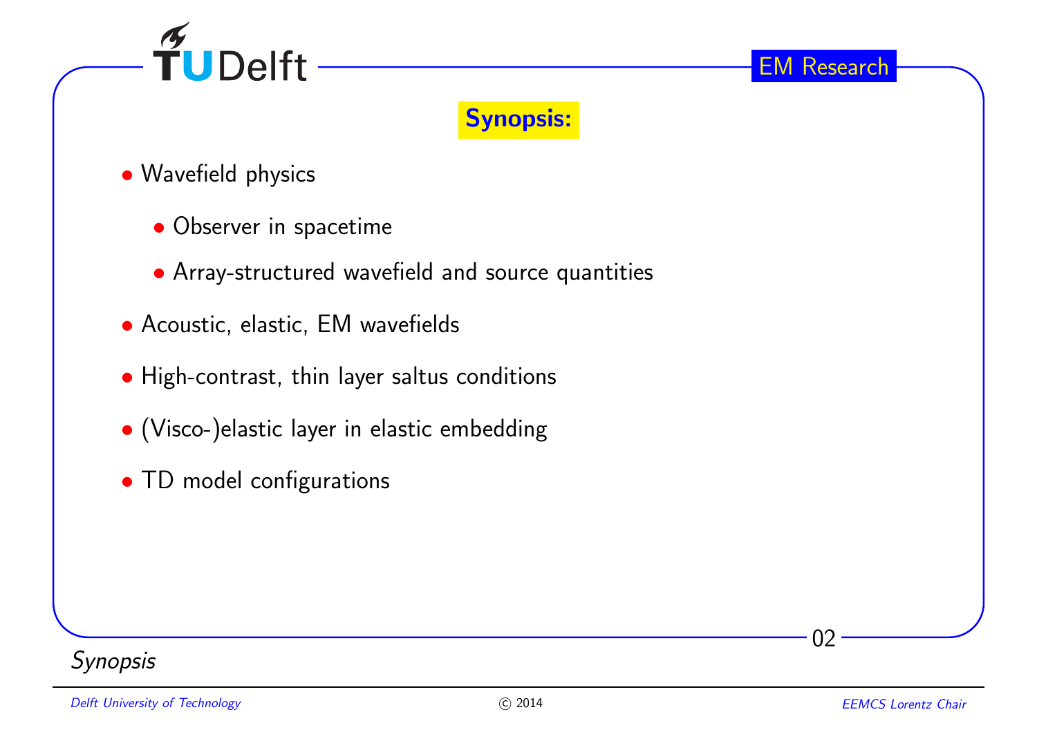## Synopsis:

- Wavefield physics
  - Observer in spacetime
  - Array-structured wavefield and source quantities
- Acoustic, elastic, EM wavefields
- High-contrast, thin layer saltus conditions
- (Visco-)elastic layer in elastic embedding
- TD model configurations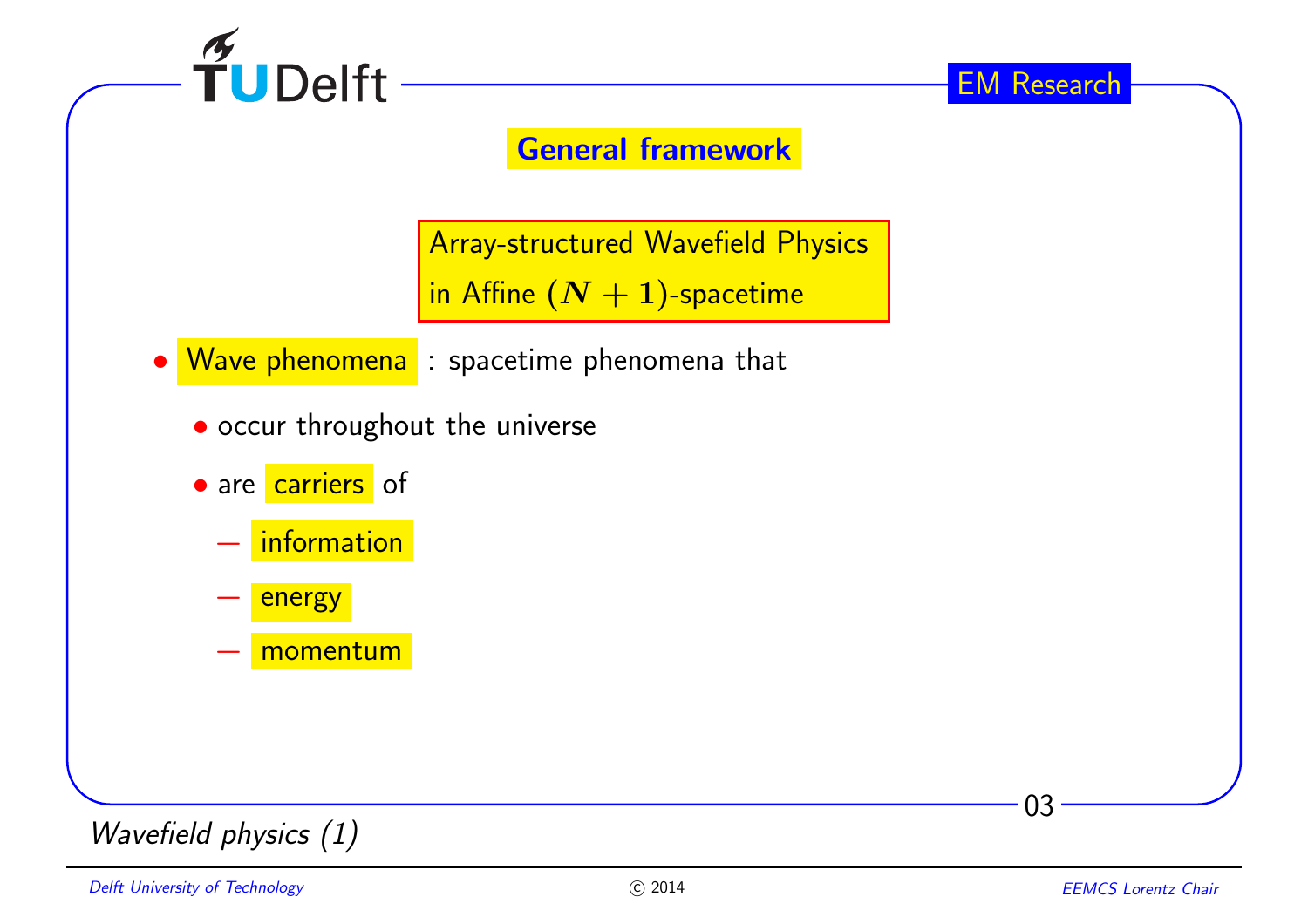## General framework

**Array-structured Wavefield Physics in Affine $(N+1)$-spacetime**

- Wave phenomena : spacetime phenomena that
  - occur throughout the universe
  - are carriers of
    - information
    - energy
    - momentum

*Wavefield physics (1)*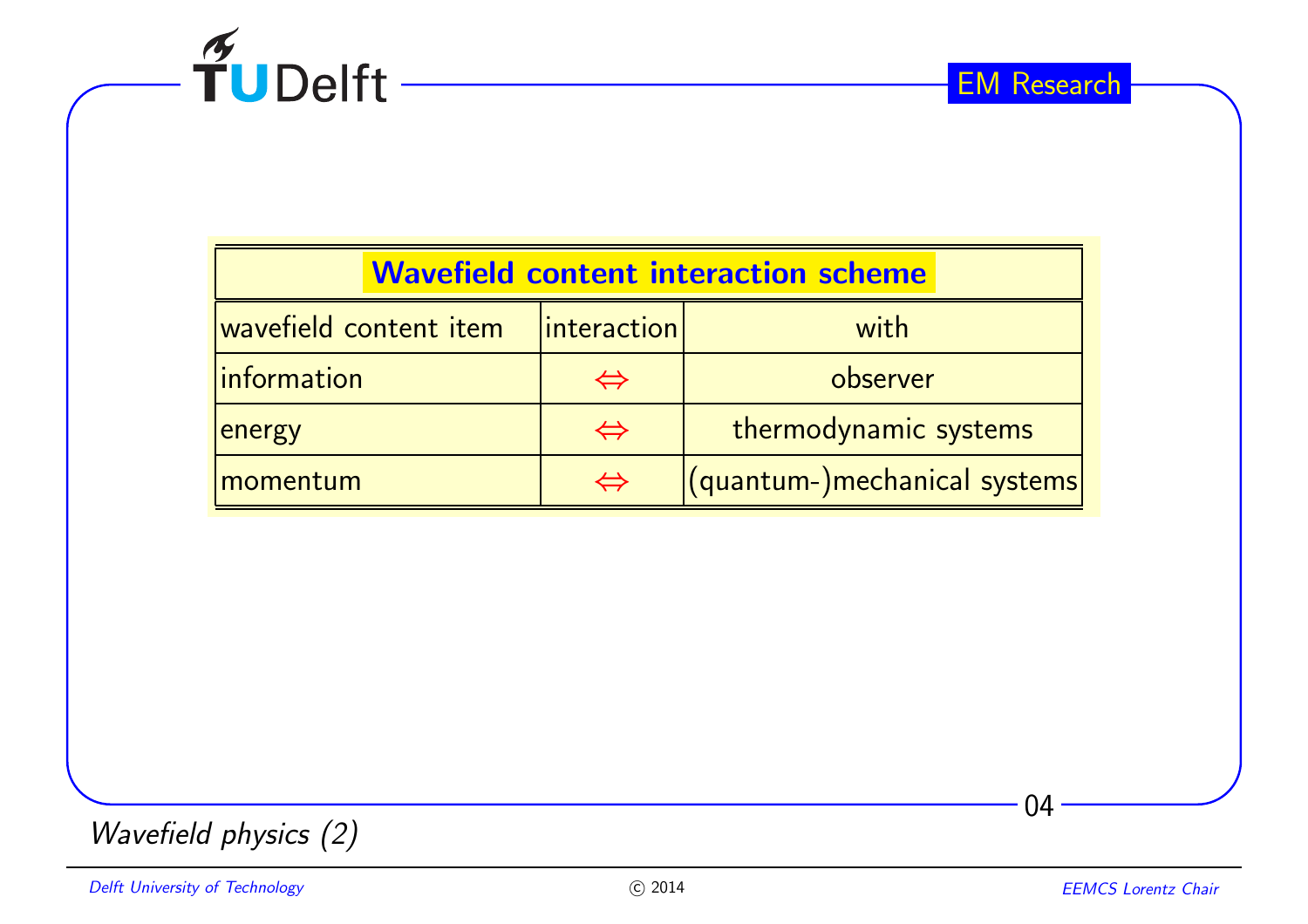| Wavefield content interaction scheme | | |
|---|---|---|
| wavefield content item | interaction | with |
| information | $\Leftrightarrow$ | observer |
| energy | $\Leftrightarrow$ | thermodynamic systems |
| momentum | $\Leftrightarrow$ | (quantum-)mechanical systems |

*Wavefield physics (2)*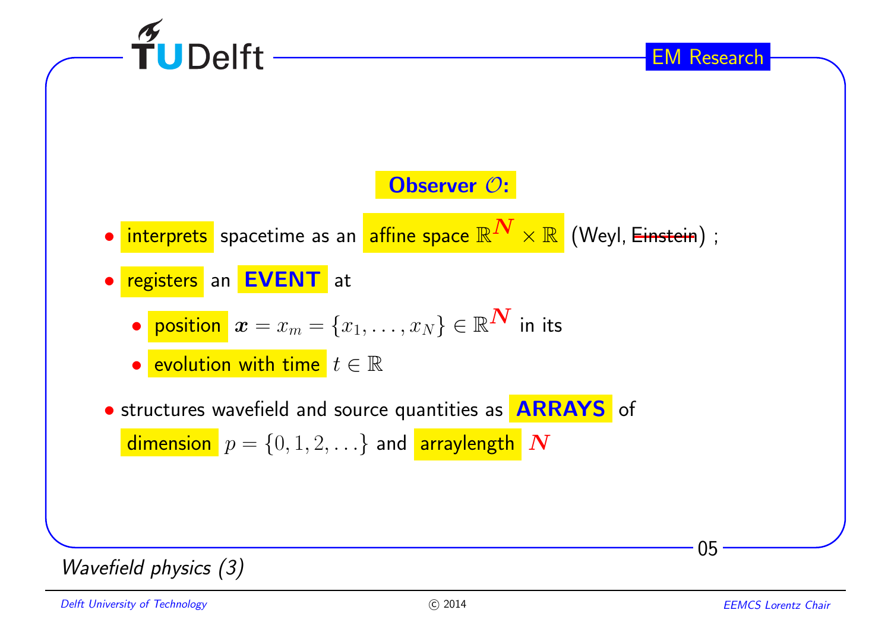## Observer $\mathcal{O}$:

- interprets spacetime as an affine space $\mathbb{R}^{\boldsymbol{N}} \times \mathbb{R}$ (Weyl, ~~Einstein~~) ;
- registers an **EVENT** at
  - position $\boldsymbol{x} = x_m = \{x_1, \ldots, x_N\} \in \mathbb{R}^{\boldsymbol{N}}$ in its
  - evolution with time $t \in \mathbb{R}$
- structures wavefield and source quantities as **ARRAYS** of dimension $p = \{0, 1, 2, \ldots\}$ and arraylength $\boldsymbol{N}$

*Wavefield physics (3)*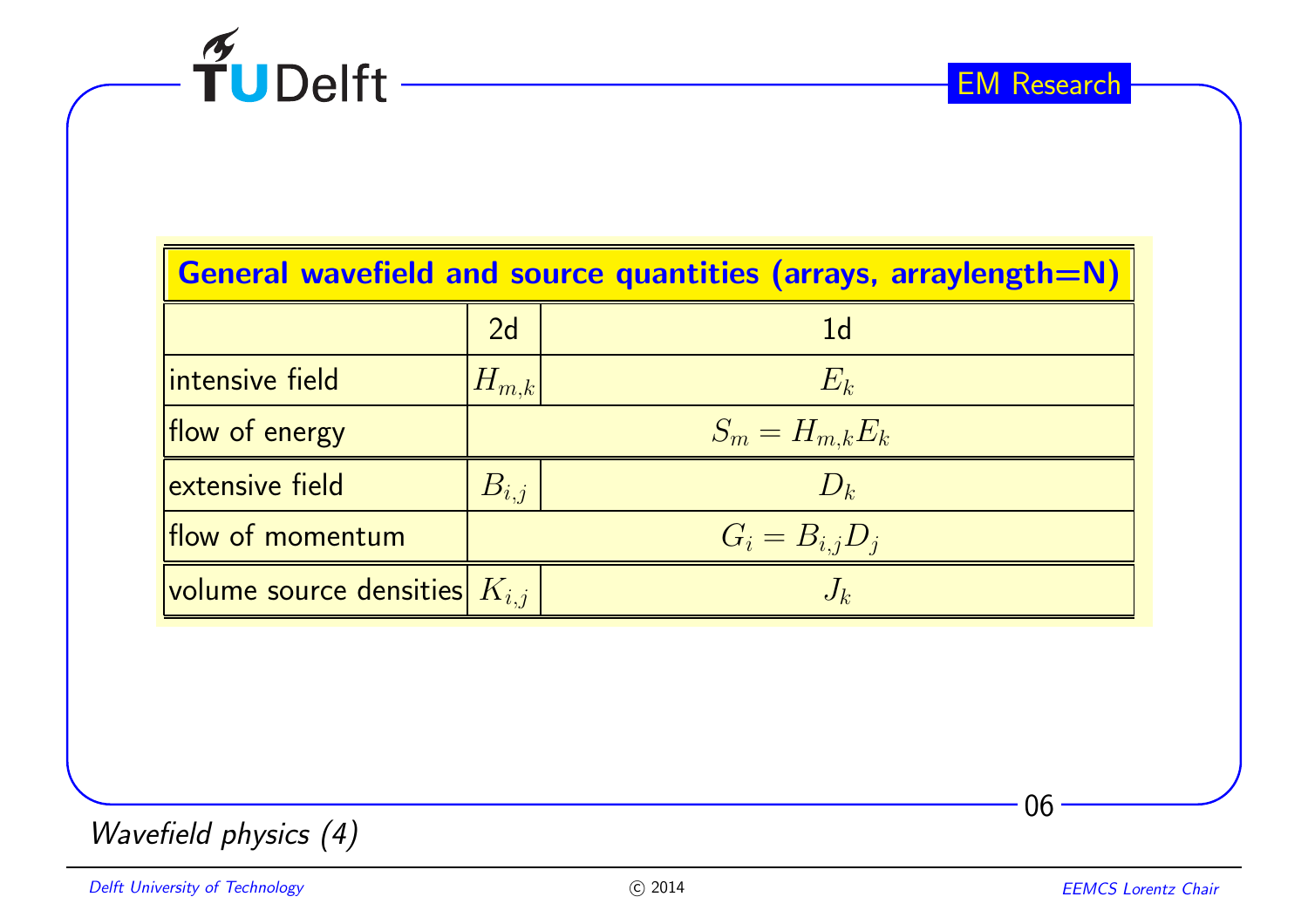| General wavefield and source quantities (arrays, arraylength=N) | | |
|---|---|---|
| | 2d | 1d |
| intensive field | $H_{m,k}$ | $E_k$ |
| flow of energy | $S_m = H_{m,k} E_k$ | |
| extensive field | $B_{i,j}$ | $D_k$ |
| flow of momentum | $G_i = B_{i,j} D_j$ | |
| volume source densities | $K_{i,j}$ | $J_k$ |

*Wavefield physics (4)*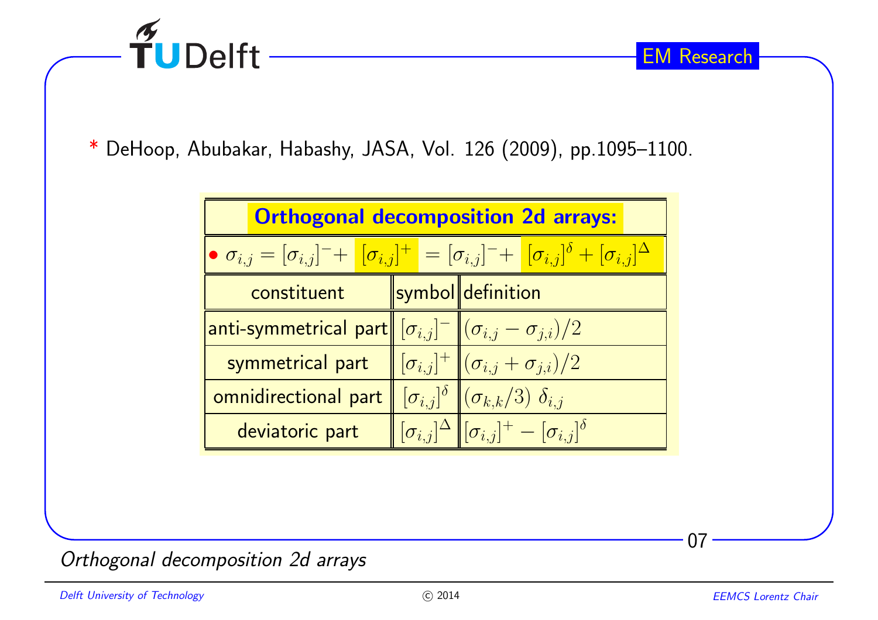\* DeHoop, Abubakar, Habashy, JASA, Vol. 126 (2009), pp.1095–1100.

| **Orthogonal decomposition 2d arrays:** | | |
|---|---|---|
| • $\sigma_{i,j} = [\sigma_{i,j}]^{-} + [\sigma_{i,j}]^{+} = [\sigma_{i,j}]^{-} + [\sigma_{i,j}]^{\delta} + [\sigma_{i,j}]^{\Delta}$ | | |
| constituent | symbol | definition |
| anti-symmetrical part | $[\sigma_{i,j}]^{-}$ | $(\sigma_{i,j} - \sigma_{j,i})/2$ |
| symmetrical part | $[\sigma_{i,j}]^{+}$ | $(\sigma_{i,j} + \sigma_{j,i})/2$ |
| omnidirectional part | $[\sigma_{i,j}]^{\delta}$ | $(\sigma_{k,k}/3)\ \delta_{i,j}$ |
| deviatoric part | $[\sigma_{i,j}]^{\Delta}$ | $[\sigma_{i,j}]^{+} - [\sigma_{i,j}]^{\delta}$ |

*Orthogonal decomposition 2d arrays*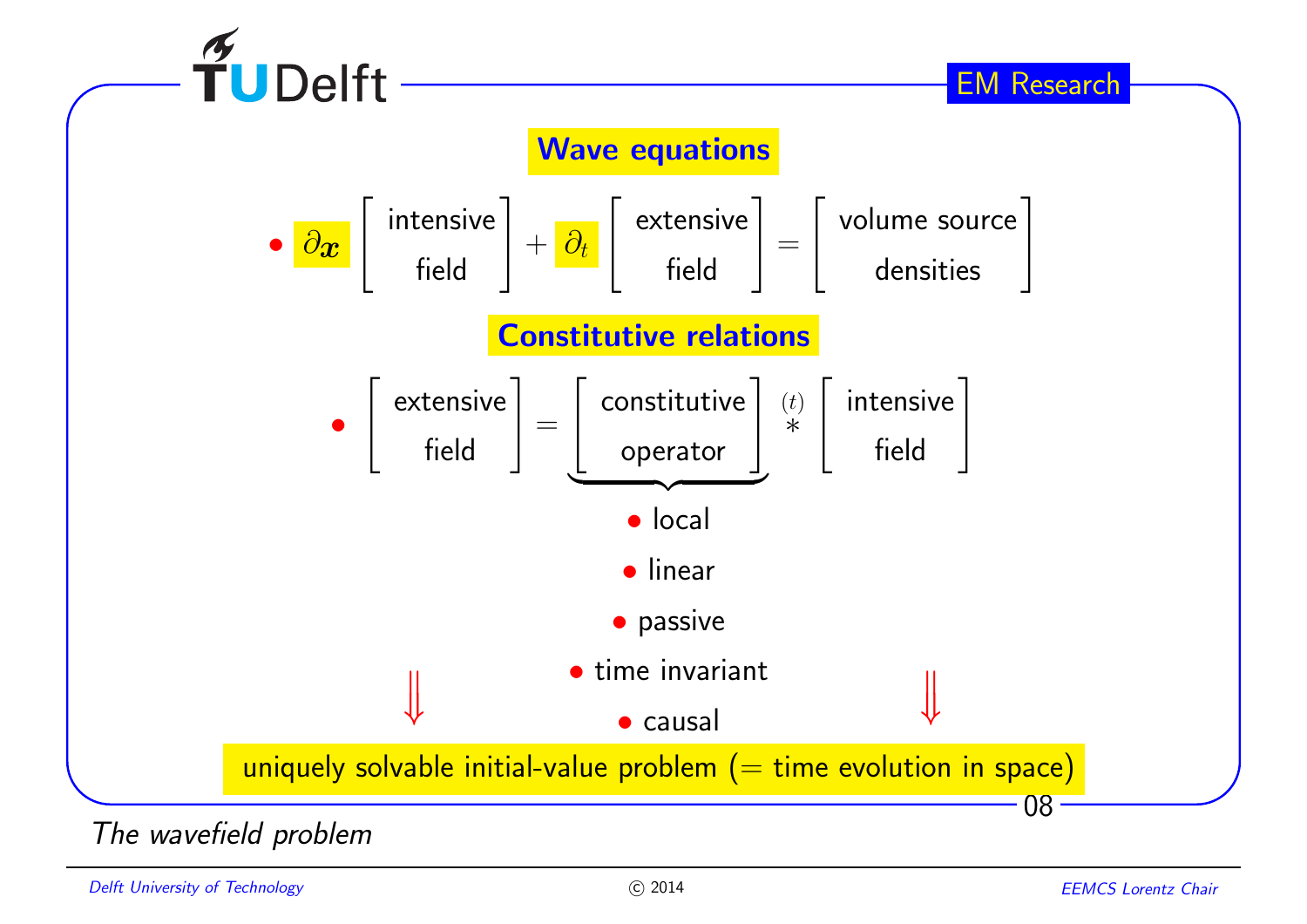## Wave equations

- $$\partial_{\boldsymbol{x}} \begin{bmatrix} \text{intensive} \\ \text{field} \end{bmatrix} + \partial_t \begin{bmatrix} \text{extensive} \\ \text{field} \end{bmatrix} = \begin{bmatrix} \text{volume source} \\ \text{densities} \end{bmatrix}$$

## Constitutive relations

- $$\begin{bmatrix} \text{extensive} \\ \text{field} \end{bmatrix} = \underbrace{\begin{bmatrix} \text{constitutive} \\ \text{operator} \end{bmatrix}}_{} \overset{(t)}{*} \begin{bmatrix} \text{intensive} \\ \text{field} \end{bmatrix}$$

  - local
  - linear
  - passive
  - time invariant
  - causal

$\Downarrow$ $\Downarrow$

uniquely solvable initial-value problem (= time evolution in space)

*The wavefield problem*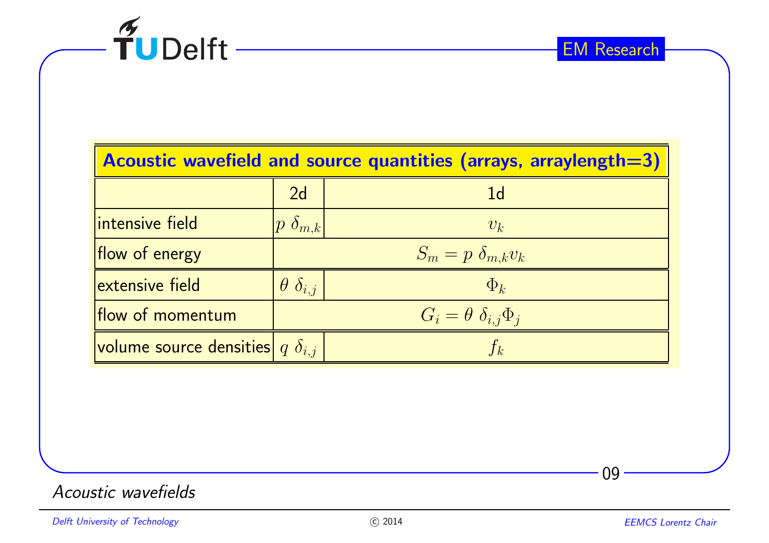| Acoustic wavefield and source quantities (arrays, arraylength=3) | | |
|---|---|---|
| | 2d | 1d |
| intensive field | $p\ \delta_{m,k}$ | $v_k$ |
| flow of energy | $S_m = p\ \delta_{m,k} v_k$ | |
| extensive field | $\theta\ \delta_{i,j}$ | $\Phi_k$ |
| flow of momentum | $G_i = \theta\ \delta_{i,j} \Phi_j$ | |
| volume source densities | $q\ \delta_{i,j}$ | $f_k$ |

*Acoustic wavefields*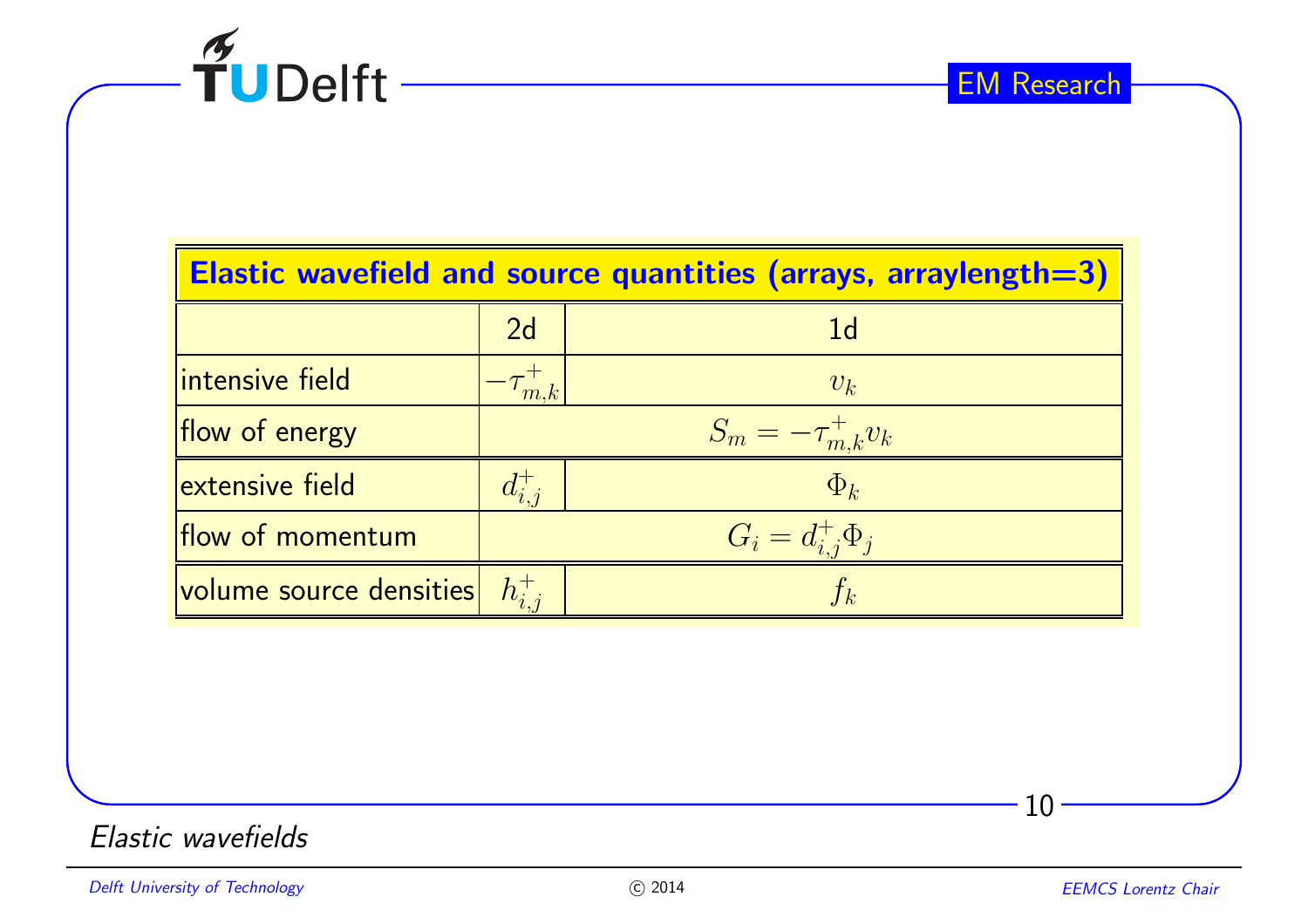| Elastic wavefield and source quantities (arrays, arraylength=3) | | |
|---|---|---|
| | 2d | 1d |
| intensive field | $-\tau^+_{m,k}$ | $v_k$ |
| flow of energy | $S_m = -\tau^+_{m,k} v_k$ | |
| extensive field | $d^+_{i,j}$ | $\Phi_k$ |
| flow of momentum | $G_i = d^+_{i,j} \Phi_j$ | |
| volume source densities | $h^+_{i,j}$ | $f_k$ |

*Elastic wavefields*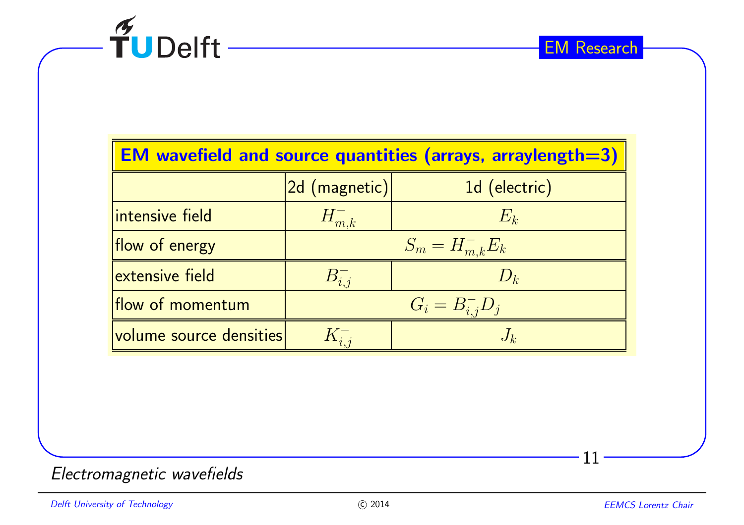| EM wavefield and source quantities (arrays, arraylength=3) | | |
|---|---|---|
| | 2d (magnetic) | 1d (electric) |
| intensive field | $H^-_{m,k}$ | $E_k$ |
| flow of energy | $S_m = H^-_{m,k} E_k$ | |
| extensive field | $B^-_{i,j}$ | $D_k$ |
| flow of momentum | $G_i = B^-_{i,j} D_j$ | |
| volume source densities | $K^-_{i,j}$ | $J_k$ |

*Electromagnetic wavefields*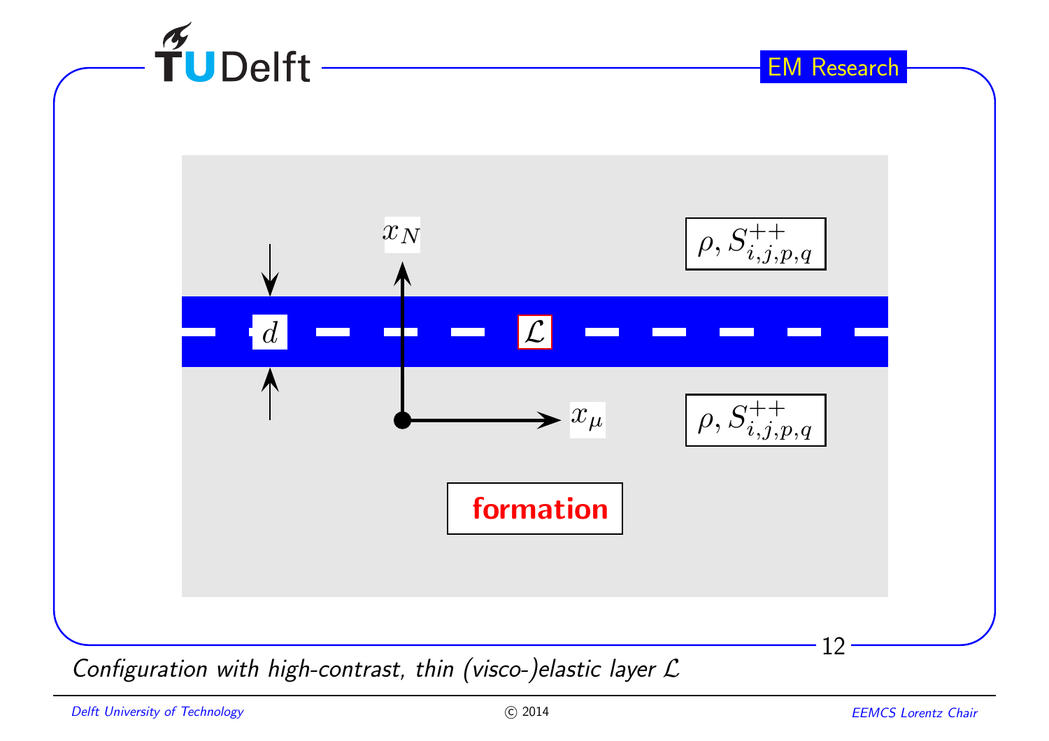$x_N$

$\rho, S^{++}_{i,j,p,q}$

$d$

$\mathcal{L}$

$x_\mu$

$\rho, S^{++}_{i,j,p,q}$

**formation**

*Configuration with high-contrast, thin (visco-)elastic layer $\mathcal{L}$*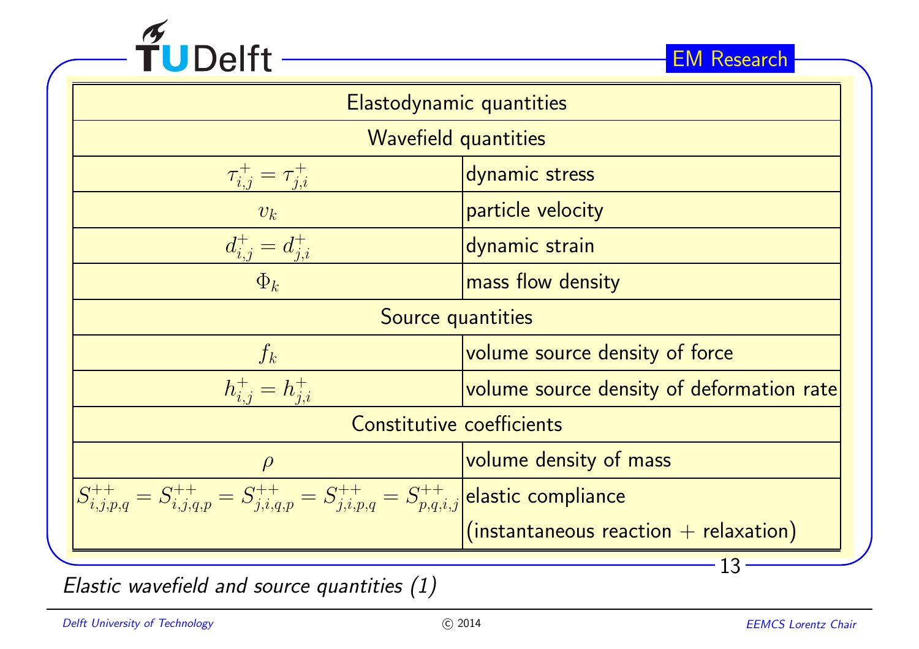| Elastodynamic quantities | |
|---|---|
| Wavefield quantities | |
| $\tau^{+}_{i,j} = \tau^{+}_{j,i}$ | dynamic stress |
| $v_k$ | particle velocity |
| $d^{+}_{i,j} = d^{+}_{j,i}$ | dynamic strain |
| $\Phi_k$ | mass flow density |
| Source quantities | |
| $f_k$ | volume source density of force |
| $h^{+}_{i,j} = h^{+}_{j,i}$ | volume source density of deformation rate |
| Constitutive coefficients | |
| $\rho$ | volume density of mass |
| $S^{++}_{i,j,p,q} = S^{++}_{i,j,q,p} = S^{++}_{j,i,q,p} = S^{++}_{j,i,p,q} = S^{++}_{p,q,i,j}$ | elastic compliance (instantaneous reaction + relaxation) |

*Elastic wavefield and source quantities (1)*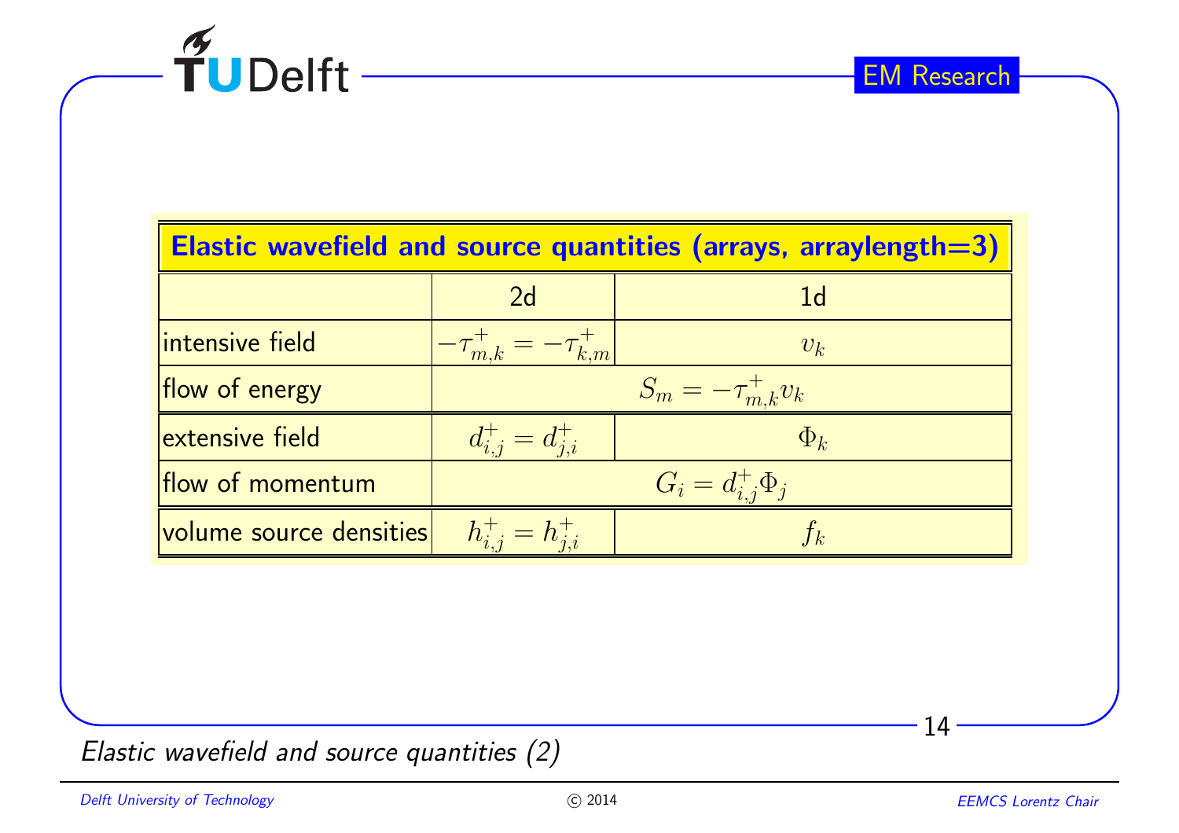| Elastic wavefield and source quantities (arrays, arraylength=3) | | |
|---|---|---|
| | 2d | 1d |
| intensive field | $-\tau^+_{m,k} = -\tau^+_{k,m}$ | $v_k$ |
| flow of energy | $S_m = -\tau^+_{m,k} v_k$ | |
| extensive field | $d^+_{i,j} = d^+_{j,i}$ | $\Phi_k$ |
| flow of momentum | $G_i = d^+_{i,j} \Phi_j$ | |
| volume source densities | $h^+_{i,j} = h^+_{j,i}$ | $f_k$ |

*Elastic wavefield and source quantities (2)*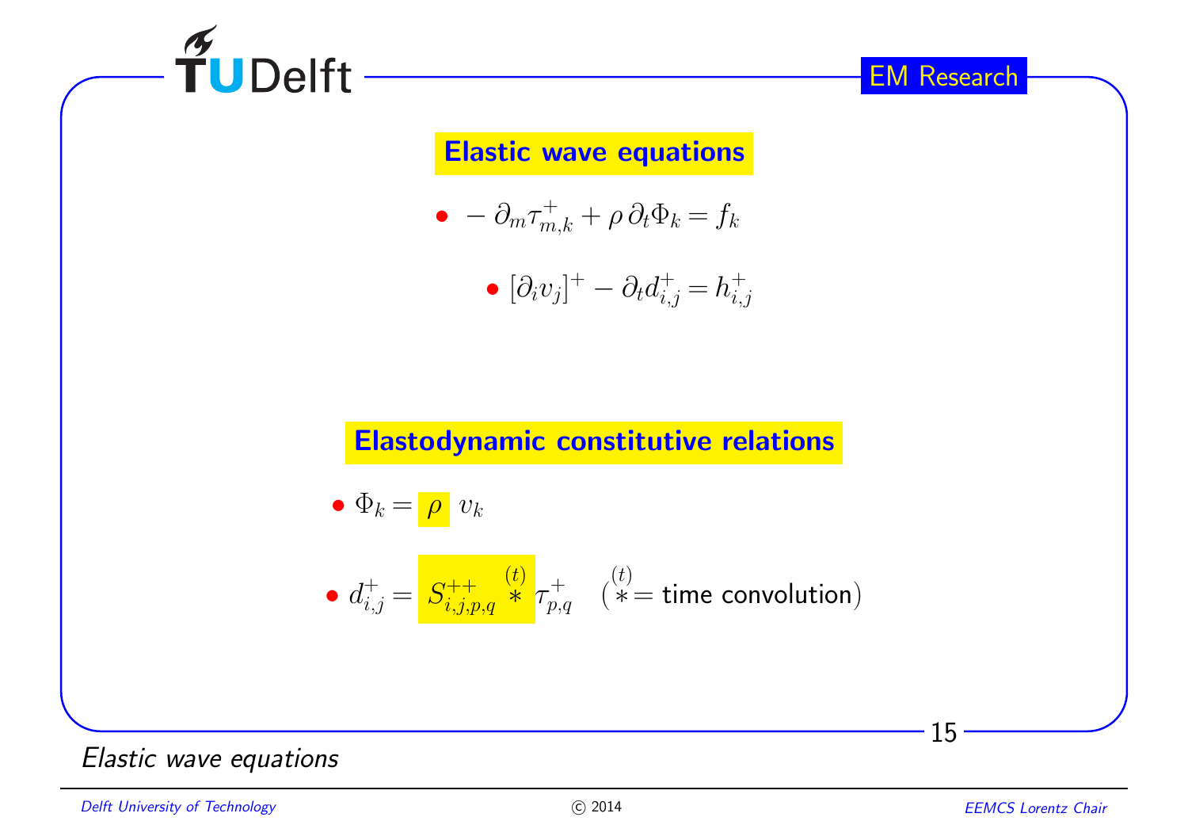## Elastic wave equations

- $-\,\partial_m \tau^+_{m,k} + \rho\,\partial_t \Phi_k = f_k$
- $[\partial_i v_j]^+ - \partial_t d^+_{i,j} = h^+_{i,j}$

## Elastodynamic constitutive relations

- $\Phi_k = \rho\ v_k$
- $d^+_{i,j} = S^{++}_{i,j,p,q} \overset{(t)}{*} \tau^+_{p,q}$ $\quad$ ($\overset{(t)}{*}$ = time convolution)

*Elastic wave equations*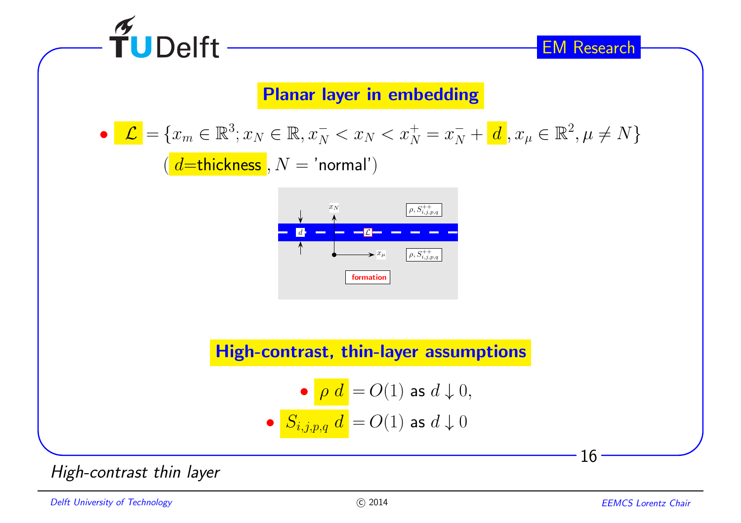## Planar layer in embedding

- $\mathcal{L} = \{x_m \in \mathbb{R}^3; x_N \in \mathbb{R}, x_N^- < x_N < x_N^+ = x_N^- + d, x_\mu \in \mathbb{R}^2, \mu \neq N\}$

  ($d$=thickness, $N$ = 'normal')

## High-contrast, thin-layer assumptions

- $\rho\ d = O(1)$ as $d \downarrow 0$,
- $S_{i,j,p,q}\ d = O(1)$ as $d \downarrow 0$

*High-contrast thin layer*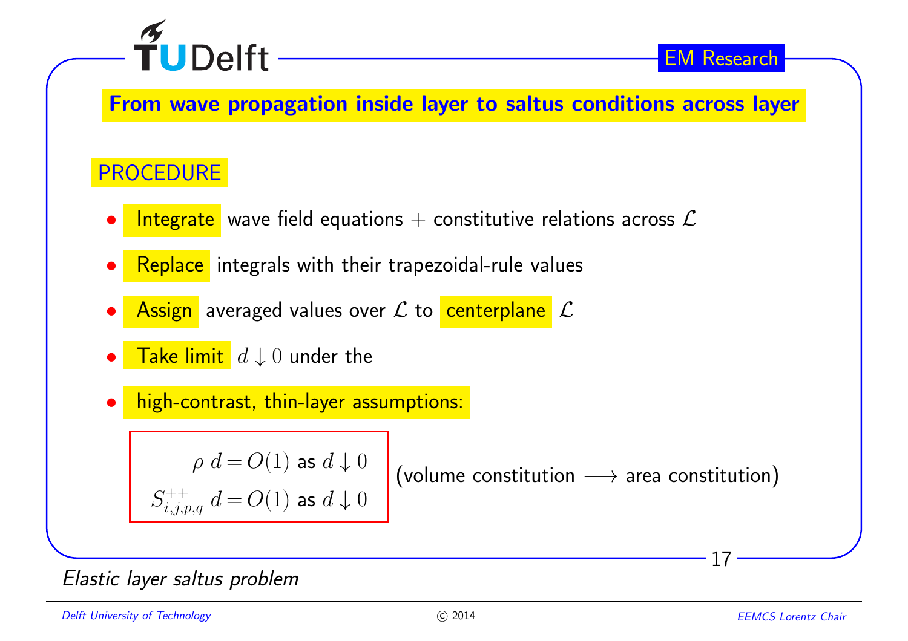## From wave propagation inside layer to saltus conditions across layer

### PROCEDURE

- **Integrate** wave field equations + constitutive relations across $\mathcal{L}$
- **Replace** integrals with their trapezoidal-rule values
- **Assign** averaged values over $\mathcal{L}$ to **centerplane** $\mathcal{L}$
- **Take limit** $d \downarrow 0$ under the
- **high-contrast, thin-layer assumptions:**

$$\rho \, d = O(1) \text{ as } d \downarrow 0$$

$$S^{++}_{i,j,p,q} \, d = O(1) \text{ as } d \downarrow 0$$

(volume constitution $\longrightarrow$ area constitution)

*Elastic layer saltus problem*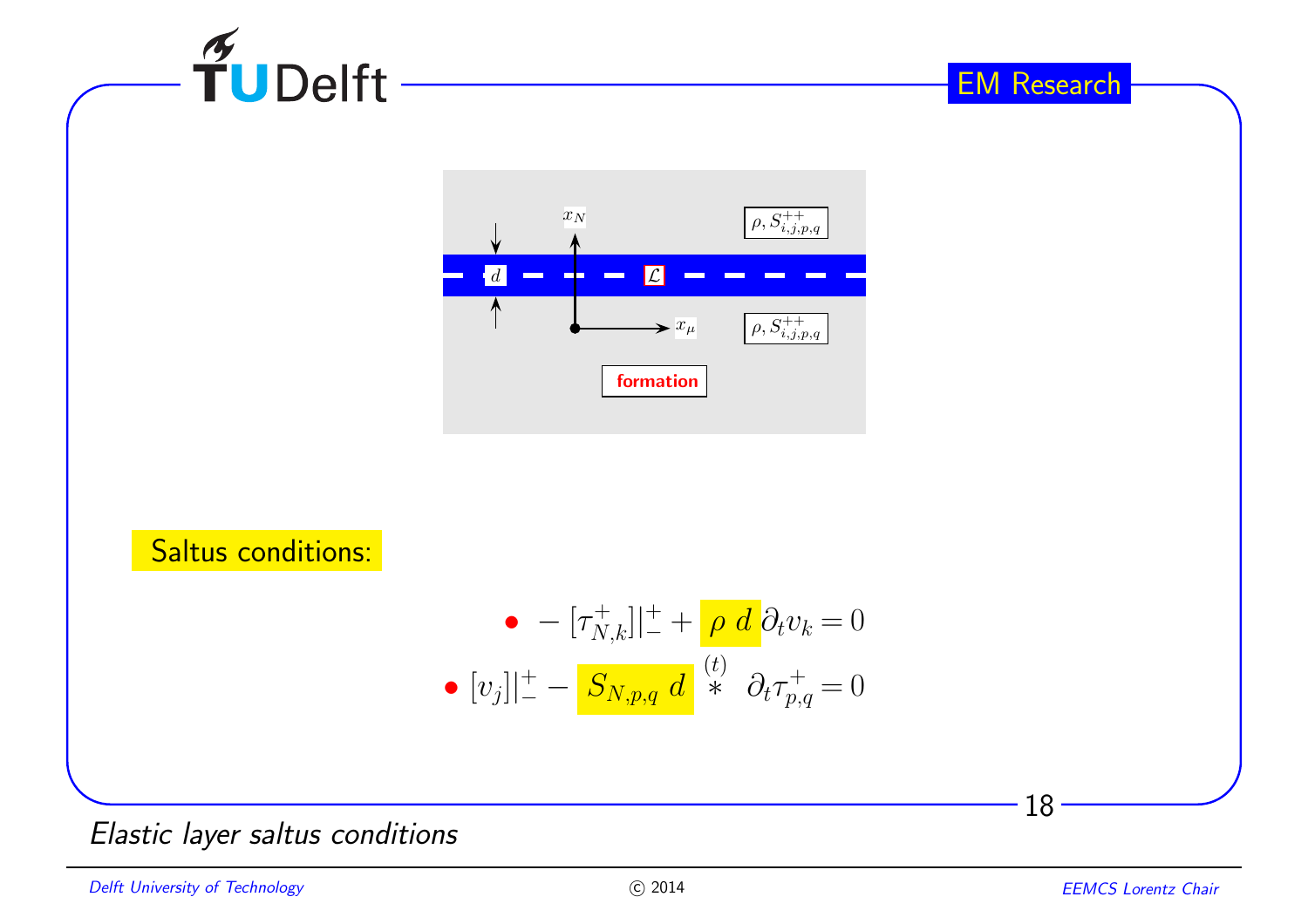$x_N$

$\rho, S^{++}_{i,j,p,q}$

$d$ $\mathcal{L}$

$x_\mu$

$\rho, S^{++}_{i,j,p,q}$

**formation**

Saltus conditions:

- $-[\tau^{+}_{N,k}]|^{+}_{-} + \rho\, d\, \partial_t v_k = 0$
- $[v_j]|^{+}_{-} - S_{N,p,q}\, d \overset{(t)}{*} \partial_t \tau^{+}_{p,q} = 0$

*Elastic layer saltus conditions*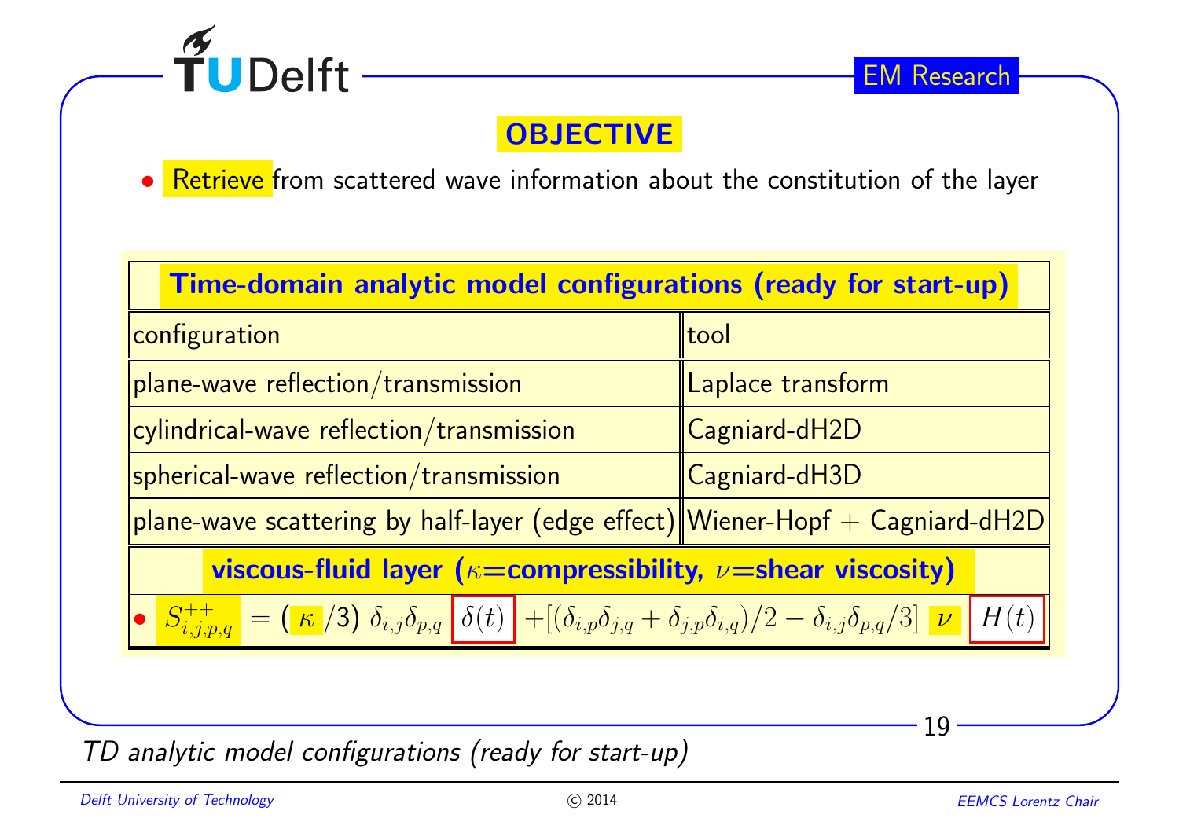## OBJECTIVE

- Retrieve from scattered wave information about the constitution of the layer

| Time-domain analytic model configurations (ready for start-up) | |
|---|---|
| configuration | tool |
| plane-wave reflection/transmission | Laplace transform |
| cylindrical-wave reflection/transmission | Cagniard-dH2D |
| spherical-wave reflection/transmission | Cagniard-dH3D |
| plane-wave scattering by half-layer (edge effect) | Wiener-Hopf + Cagniard-dH2D |
| **viscous-fluid layer ($\kappa$=compressibility, $\nu$=shear viscosity)** | |
| • $S^{++}_{i,j,p,q} = (\kappa/3)\,\delta_{i,j}\delta_{p,q}\,\delta(t) + [(\delta_{i,p}\delta_{j,q} + \delta_{j,p}\delta_{i,q})/2 - \delta_{i,j}\delta_{p,q}/3]\,\nu\,H(t)$ | |

*TD analytic model configurations (ready for start-up)*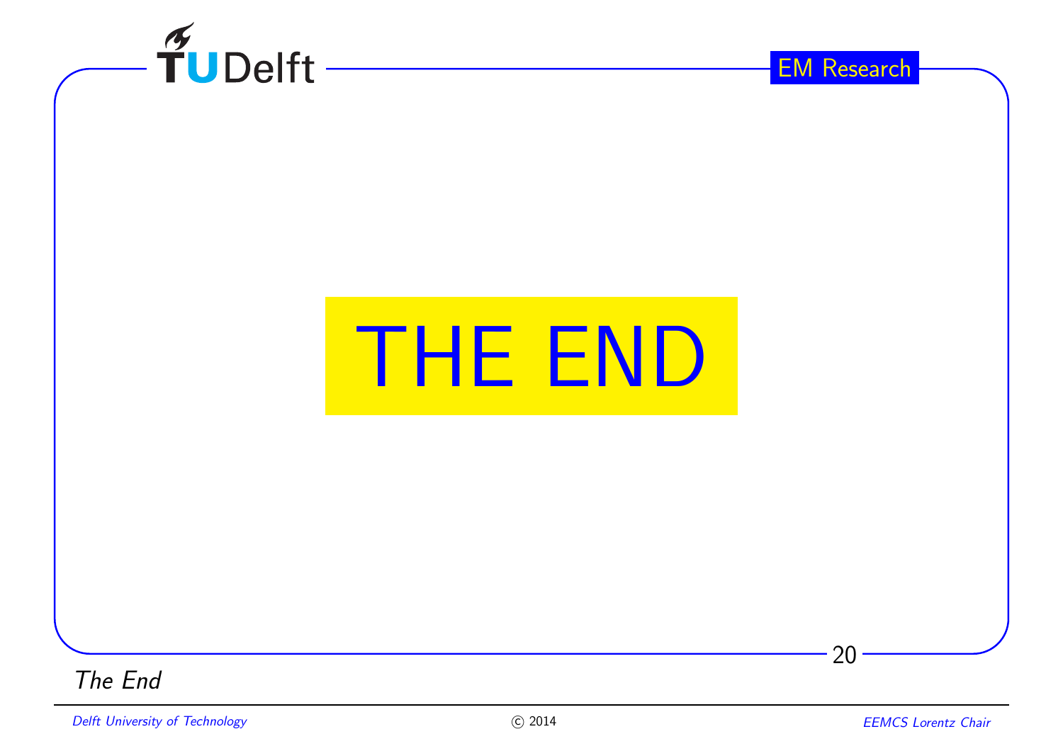# THE END

*The End*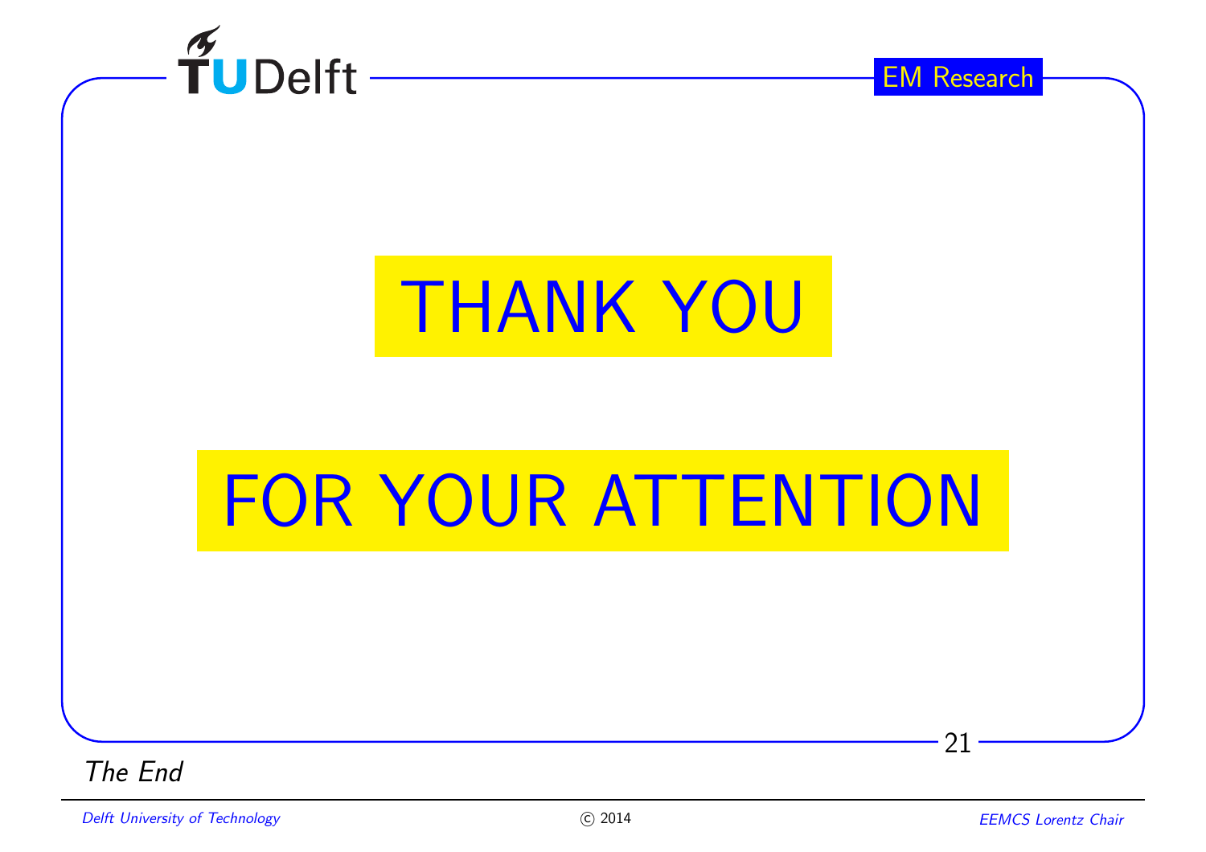# THANK YOU

# FOR YOUR ATTENTION

*The End*